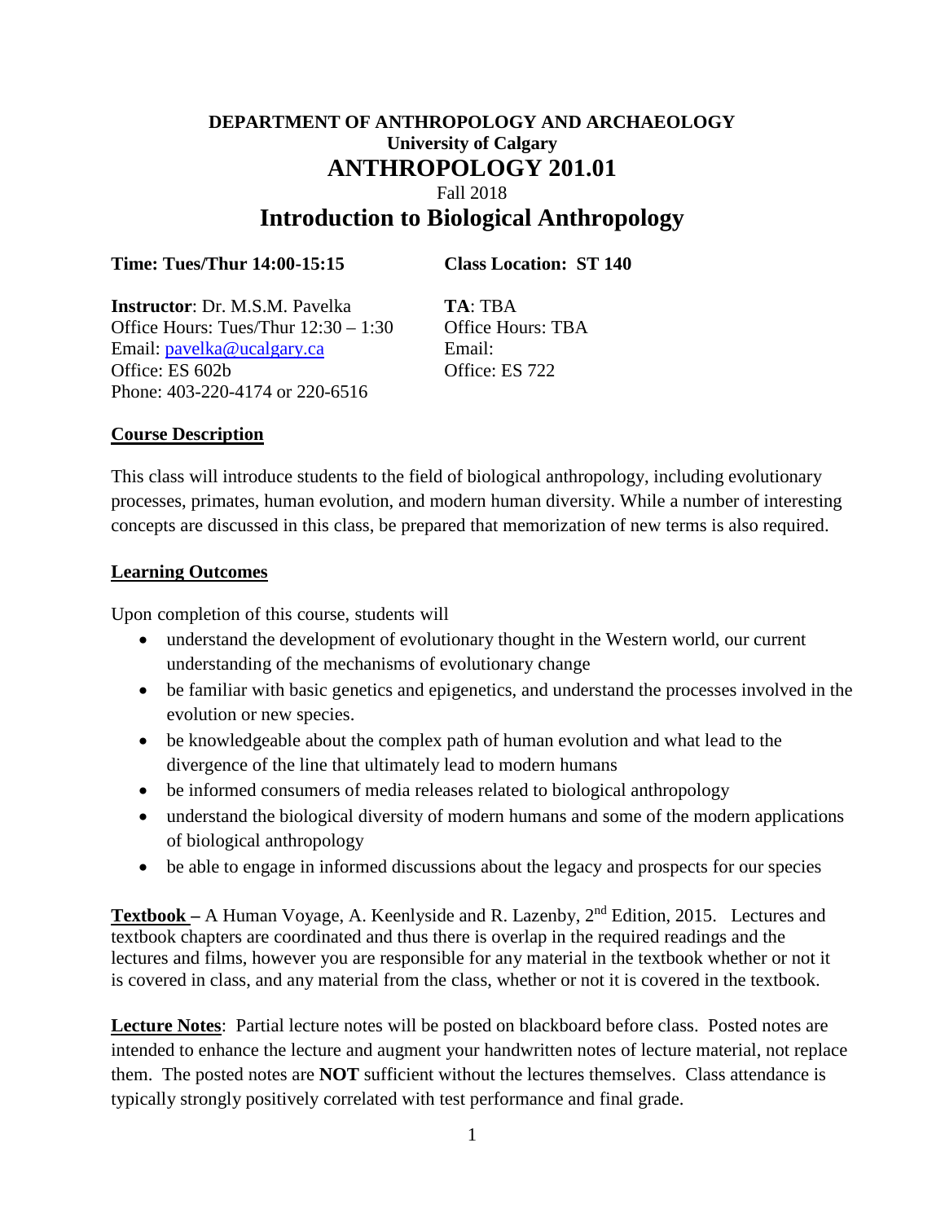**DEPARTMENT OF ANTHROPOLOGY AND ARCHAEOLOGY**
**University of Calgary**

# ANTHROPOLOGY 201.01

Fall 2018

# Introduction to Biological Anthropology

**Time: Tues/Thur 14:00-15:15**

**Class Location: ST 140**

**Instructor**: Dr. M.S.M. Pavelka
Office Hours: Tues/Thur 12:30 – 1:30
Email: pavelka@ucalgary.ca
Office: ES 602b
Phone: 403-220-4174 or 220-6516

**TA**: TBA
Office Hours: TBA
Email:
Office: ES 722

## Course Description

This class will introduce students to the field of biological anthropology, including evolutionary processes, primates, human evolution, and modern human diversity. While a number of interesting concepts are discussed in this class, be prepared that memorization of new terms is also required.

## Learning Outcomes

Upon completion of this course, students will

- understand the development of evolutionary thought in the Western world, our current understanding of the mechanisms of evolutionary change
- be familiar with basic genetics and epigenetics, and understand the processes involved in the evolution or new species.
- be knowledgeable about the complex path of human evolution and what lead to the divergence of the line that ultimately lead to modern humans
- be informed consumers of media releases related to biological anthropology
- understand the biological diversity of modern humans and some of the modern applications of biological anthropology
- be able to engage in informed discussions about the legacy and prospects for our species

**Textbook –** A Human Voyage, A. Keenlyside and R. Lazenby, 2nd Edition, 2015. Lectures and textbook chapters are coordinated and thus there is overlap in the required readings and the lectures and films, however you are responsible for any material in the textbook whether or not it is covered in class, and any material from the class, whether or not it is covered in the textbook.

**Lecture Notes**: Partial lecture notes will be posted on blackboard before class. Posted notes are intended to enhance the lecture and augment your handwritten notes of lecture material, not replace them. The posted notes are **NOT** sufficient without the lectures themselves. Class attendance is typically strongly positively correlated with test performance and final grade.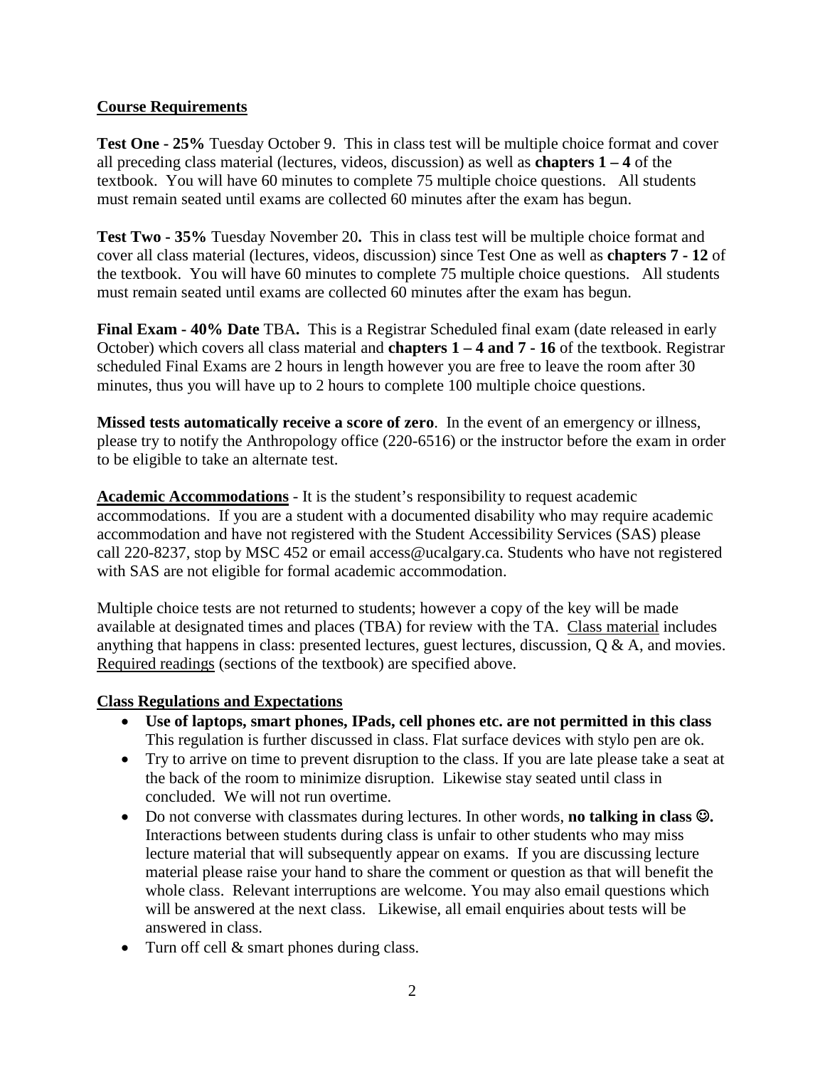**<u>Course Requirements</u>**

**Test One - 25%** Tuesday October 9. This in class test will be multiple choice format and cover all preceding class material (lectures, videos, discussion) as well as **chapters 1 – 4** of the textbook. You will have 60 minutes to complete 75 multiple choice questions. All students must remain seated until exams are collected 60 minutes after the exam has begun.

**Test Two - 35%** Tuesday November 20**.** This in class test will be multiple choice format and cover all class material (lectures, videos, discussion) since Test One as well as **chapters 7 - 12** of the textbook. You will have 60 minutes to complete 75 multiple choice questions. All students must remain seated until exams are collected 60 minutes after the exam has begun.

**Final Exam - 40% Date** TBA**.** This is a Registrar Scheduled final exam (date released in early October) which covers all class material and **chapters 1 – 4 and 7 - 16** of the textbook. Registrar scheduled Final Exams are 2 hours in length however you are free to leave the room after 30 minutes, thus you will have up to 2 hours to complete 100 multiple choice questions.

**Missed tests automatically receive a score of zero**. In the event of an emergency or illness, please try to notify the Anthropology office (220-6516) or the instructor before the exam in order to be eligible to take an alternate test.

**<u>Academic Accommodations</u>** - It is the student's responsibility to request academic accommodations. If you are a student with a documented disability who may require academic accommodation and have not registered with the Student Accessibility Services (SAS) please call 220-8237, stop by MSC 452 or email access@ucalgary.ca. Students who have not registered with SAS are not eligible for formal academic accommodation.

Multiple choice tests are not returned to students; however a copy of the key will be made available at designated times and places (TBA) for review with the TA. <u>Class material</u> includes anything that happens in class: presented lectures, guest lectures, discussion, Q & A, and movies. <u>Required readings</u> (sections of the textbook) are specified above.

**<u>Class Regulations and Expectations</u>**

- **Use of laptops, smart phones, IPads, cell phones etc. are not permitted in this class** This regulation is further discussed in class. Flat surface devices with stylo pen are ok.
- Try to arrive on time to prevent disruption to the class. If you are late please take a seat at the back of the room to minimize disruption. Likewise stay seated until class in concluded. We will not run overtime.
- Do not converse with classmates during lectures. In other words, **no talking in class ☺.** Interactions between students during class is unfair to other students who may miss lecture material that will subsequently appear on exams. If you are discussing lecture material please raise your hand to share the comment or question as that will benefit the whole class. Relevant interruptions are welcome. You may also email questions which will be answered at the next class. Likewise, all email enquiries about tests will be answered in class.
- Turn off cell & smart phones during class.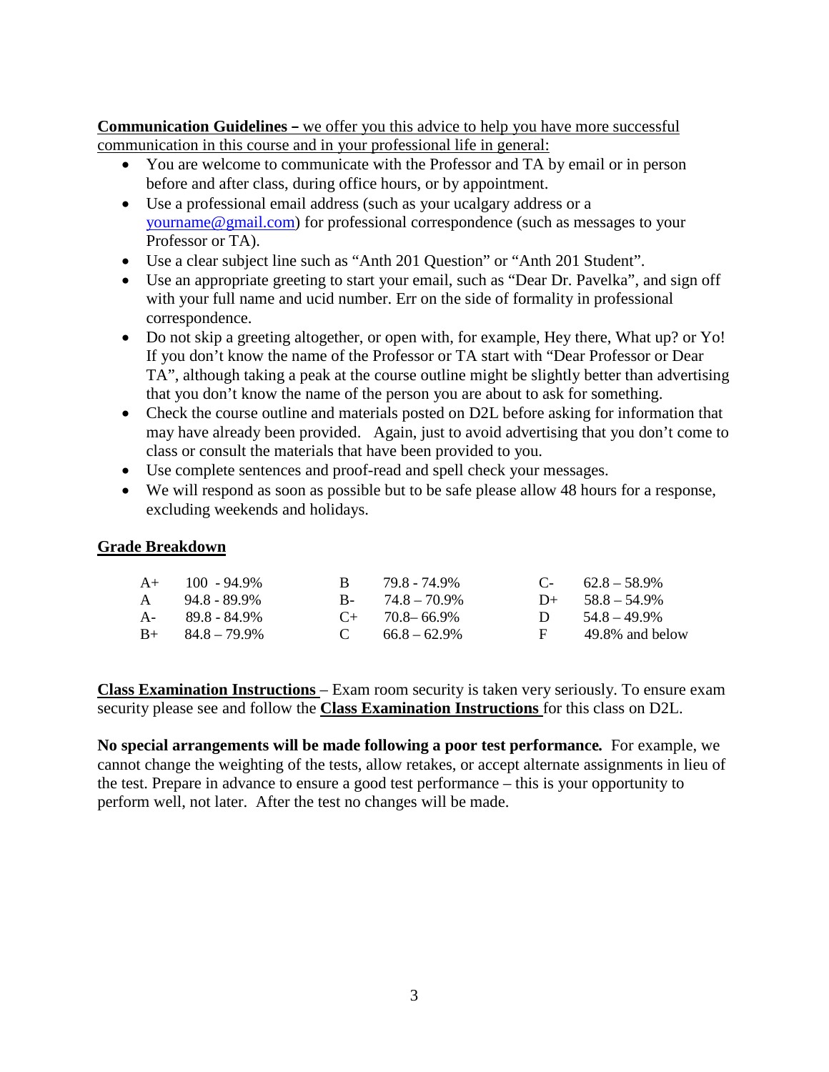**Communication Guidelines –** we offer you this advice to help you have more successful communication in this course and in your professional life in general:

- You are welcome to communicate with the Professor and TA by email or in person before and after class, during office hours, or by appointment.
- Use a professional email address (such as your ucalgary address or a yourname@gmail.com) for professional correspondence (such as messages to your Professor or TA).
- Use a clear subject line such as "Anth 201 Question" or "Anth 201 Student".
- Use an appropriate greeting to start your email, such as "Dear Dr. Pavelka", and sign off with your full name and ucid number. Err on the side of formality in professional correspondence.
- Do not skip a greeting altogether, or open with, for example, Hey there, What up? or Yo! If you don't know the name of the Professor or TA start with "Dear Professor or Dear TA", although taking a peak at the course outline might be slightly better than advertising that you don't know the name of the person you are about to ask for something.
- Check the course outline and materials posted on D2L before asking for information that may have already been provided. Again, just to avoid advertising that you don't come to class or consult the materials that have been provided to you.
- Use complete sentences and proof-read and spell check your messages.
- We will respond as soon as possible but to be safe please allow 48 hours for a response, excluding weekends and holidays.

## Grade Breakdown

| | | | | | |
|---|---|---|---|---|---|
| A+ | 100 - 94.9% | B | 79.8 - 74.9% | C- | 62.8 – 58.9% |
| A | 94.8 - 89.9% | B- | 74.8 – 70.9% | D+ | 58.8 – 54.9% |
| A- | 89.8 - 84.9% | C+ | 70.8– 66.9% | D | 54.8 – 49.9% |
| B+ | 84.8 – 79.9% | C | 66.8 – 62.9% | F | 49.8% and below |

**Class Examination Instructions** – Exam room security is taken very seriously. To ensure exam security please see and follow the **Class Examination Instructions** for this class on D2L.

**No special arrangements will be made following a poor test performance.** For example, we cannot change the weighting of the tests, allow retakes, or accept alternate assignments in lieu of the test. Prepare in advance to ensure a good test performance – this is your opportunity to perform well, not later. After the test no changes will be made.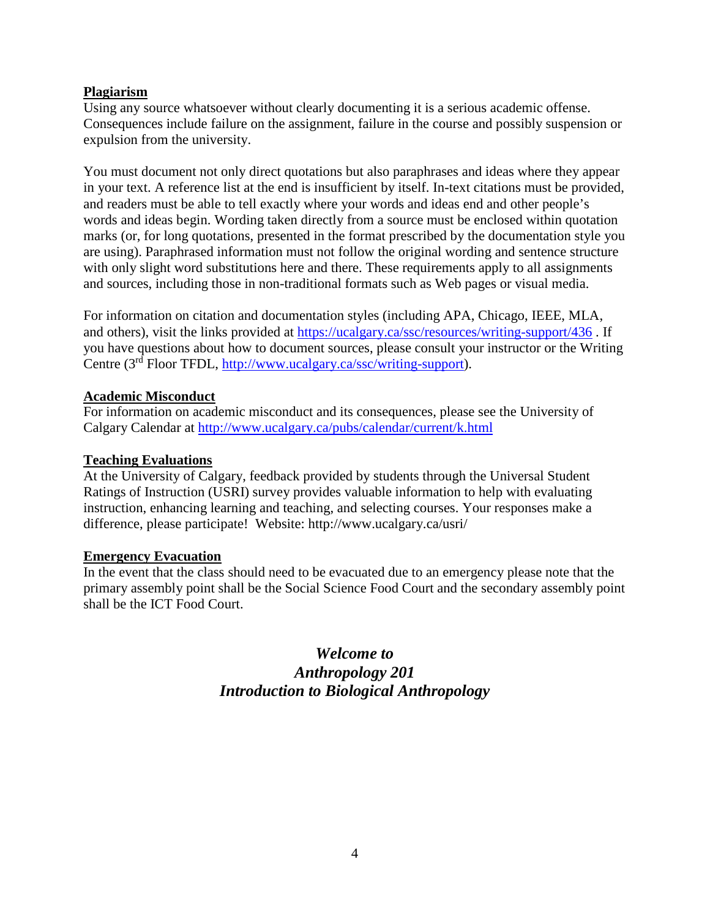**Plagiarism**

Using any source whatsoever without clearly documenting it is a serious academic offense. Consequences include failure on the assignment, failure in the course and possibly suspension or expulsion from the university.

You must document not only direct quotations but also paraphrases and ideas where they appear in your text. A reference list at the end is insufficient by itself. In-text citations must be provided, and readers must be able to tell exactly where your words and ideas end and other people's words and ideas begin. Wording taken directly from a source must be enclosed within quotation marks (or, for long quotations, presented in the format prescribed by the documentation style you are using). Paraphrased information must not follow the original wording and sentence structure with only slight word substitutions here and there. These requirements apply to all assignments and sources, including those in non-traditional formats such as Web pages or visual media.

For information on citation and documentation styles (including APA, Chicago, IEEE, MLA, and others), visit the links provided at https://ucalgary.ca/ssc/resources/writing-support/436 . If you have questions about how to document sources, please consult your instructor or the Writing Centre (3rd Floor TFDL, http://www.ucalgary.ca/ssc/writing-support).

**Academic Misconduct**

For information on academic misconduct and its consequences, please see the University of Calgary Calendar at http://www.ucalgary.ca/pubs/calendar/current/k.html

**Teaching Evaluations**

At the University of Calgary, feedback provided by students through the Universal Student Ratings of Instruction (USRI) survey provides valuable information to help with evaluating instruction, enhancing learning and teaching, and selecting courses. Your responses make a difference, please participate! Website: http://www.ucalgary.ca/usri/

**Emergency Evacuation**

In the event that the class should need to be evacuated due to an emergency please note that the primary assembly point shall be the Social Science Food Court and the secondary assembly point shall be the ICT Food Court.

***Welcome to***
***Anthropology 201***
***Introduction to Biological Anthropology***